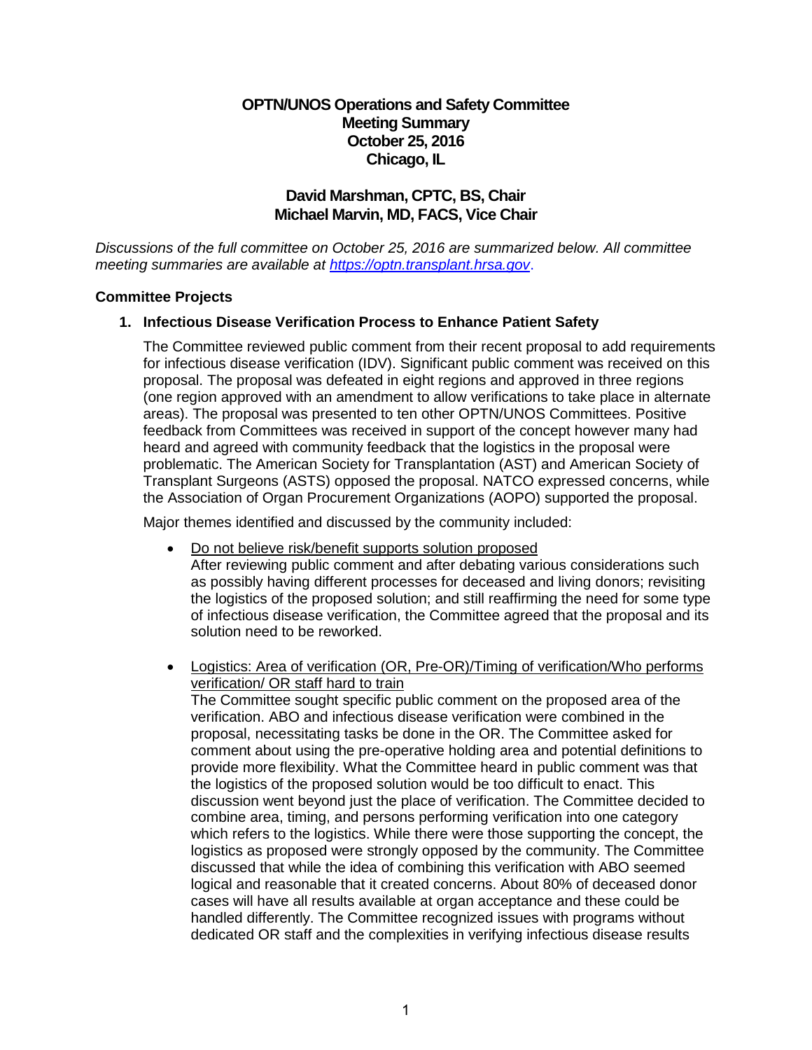# OPTN/UNOS Operations and Safety Committee
## Meeting Summary
## October 25, 2016
## Chicago, IL

**David Marshman, CPTC, BS, Chair**
**Michael Marvin, MD, FACS, Vice Chair**

*Discussions of the full committee on October 25, 2016 are summarized below. All committee meeting summaries are available at [https://optn.transplant.hrsa.gov](https://optn.transplant.hrsa.gov).*

### Committee Projects

#### 1. Infectious Disease Verification Process to Enhance Patient Safety

The Committee reviewed public comment from their recent proposal to add requirements for infectious disease verification (IDV). Significant public comment was received on this proposal. The proposal was defeated in eight regions and approved in three regions (one region approved with an amendment to allow verifications to take place in alternate areas). The proposal was presented to ten other OPTN/UNOS Committees. Positive feedback from Committees was received in support of the concept however many had heard and agreed with community feedback that the logistics in the proposal were problematic. The American Society for Transplantation (AST) and American Society of Transplant Surgeons (ASTS) opposed the proposal. NATCO expressed concerns, while the Association of Organ Procurement Organizations (AOPO) supported the proposal.

Major themes identified and discussed by the community included:

- <u>Do not believe risk/benefit supports solution proposed</u>
  After reviewing public comment and after debating various considerations such as possibly having different processes for deceased and living donors; revisiting the logistics of the proposed solution; and still reaffirming the need for some type of infectious disease verification, the Committee agreed that the proposal and its solution need to be reworked.

- <u>Logistics: Area of verification (OR, Pre-OR)/Timing of verification/Who performs verification/ OR staff hard to train</u>
  The Committee sought specific public comment on the proposed area of the verification. ABO and infectious disease verification were combined in the proposal, necessitating tasks be done in the OR. The Committee asked for comment about using the pre-operative holding area and potential definitions to provide more flexibility. What the Committee heard in public comment was that the logistics of the proposed solution would be too difficult to enact. This discussion went beyond just the place of verification. The Committee decided to combine area, timing, and persons performing verification into one category which refers to the logistics. While there were those supporting the concept, the logistics as proposed were strongly opposed by the community. The Committee discussed that while the idea of combining this verification with ABO seemed logical and reasonable that it created concerns. About 80% of deceased donor cases will have all results available at organ acceptance and these could be handled differently. The Committee recognized issues with programs without dedicated OR staff and the complexities in verifying infectious disease results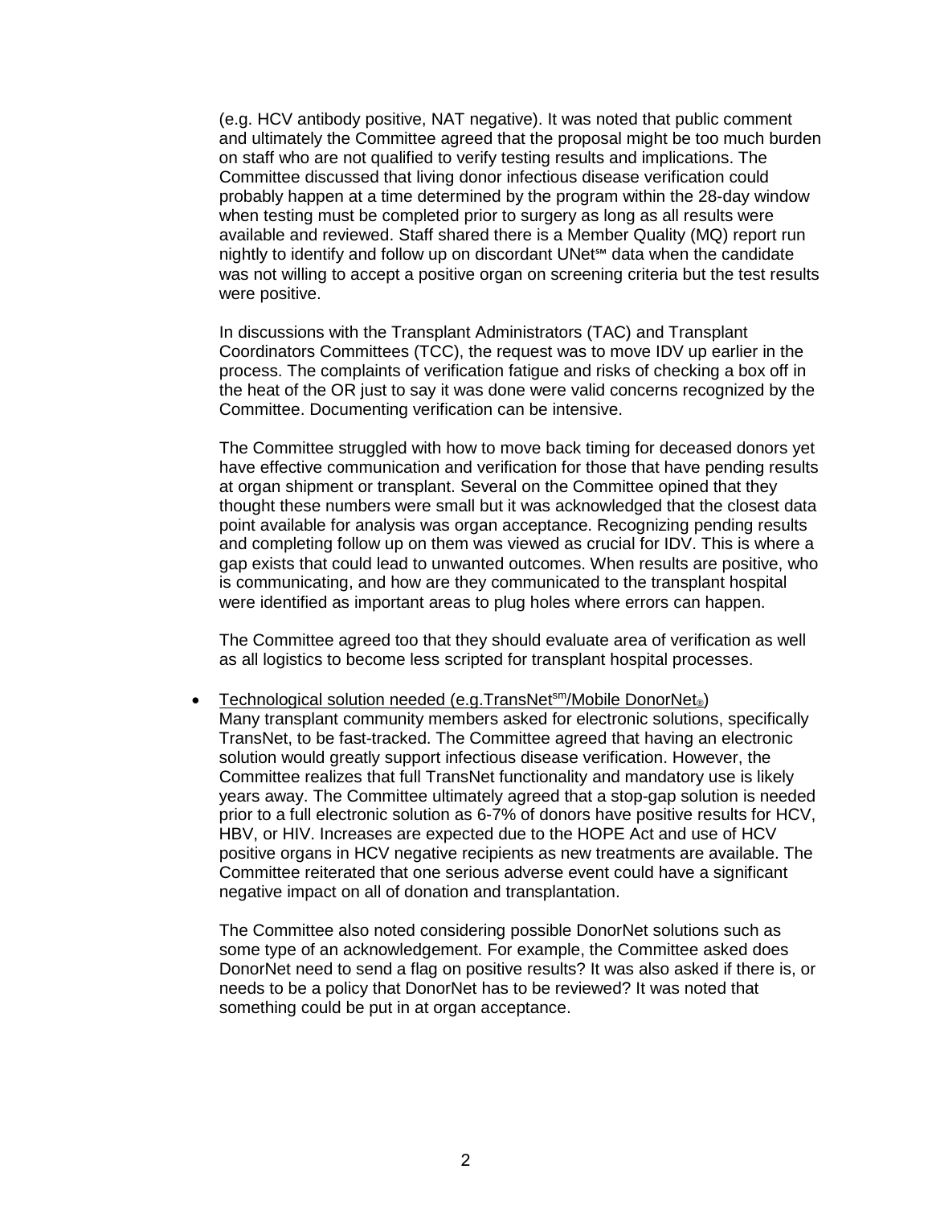(e.g. HCV antibody positive, NAT negative). It was noted that public comment and ultimately the Committee agreed that the proposal might be too much burden on staff who are not qualified to verify testing results and implications. The Committee discussed that living donor infectious disease verification could probably happen at a time determined by the program within the 28-day window when testing must be completed prior to surgery as long as all results were available and reviewed. Staff shared there is a Member Quality (MQ) report run nightly to identify and follow up on discordant UNet℠ data when the candidate was not willing to accept a positive organ on screening criteria but the test results were positive.

In discussions with the Transplant Administrators (TAC) and Transplant Coordinators Committees (TCC), the request was to move IDV up earlier in the process. The complaints of verification fatigue and risks of checking a box off in the heat of the OR just to say it was done were valid concerns recognized by the Committee. Documenting verification can be intensive.

The Committee struggled with how to move back timing for deceased donors yet have effective communication and verification for those that have pending results at organ shipment or transplant. Several on the Committee opined that they thought these numbers were small but it was acknowledged that the closest data point available for analysis was organ acceptance. Recognizing pending results and completing follow up on them was viewed as crucial for IDV. This is where a gap exists that could lead to unwanted outcomes. When results are positive, who is communicating, and how are they communicated to the transplant hospital were identified as important areas to plug holes where errors can happen.

The Committee agreed too that they should evaluate area of verification as well as all logistics to become less scripted for transplant hospital processes.

- Technological solution needed (e.g.TransNet[sm]/Mobile DonorNet®)
  Many transplant community members asked for electronic solutions, specifically TransNet, to be fast-tracked. The Committee agreed that having an electronic solution would greatly support infectious disease verification. However, the Committee realizes that full TransNet functionality and mandatory use is likely years away. The Committee ultimately agreed that a stop-gap solution is needed prior to a full electronic solution as 6-7% of donors have positive results for HCV, HBV, or HIV. Increases are expected due to the HOPE Act and use of HCV positive organs in HCV negative recipients as new treatments are available. The Committee reiterated that one serious adverse event could have a significant negative impact on all of donation and transplantation.

  The Committee also noted considering possible DonorNet solutions such as some type of an acknowledgement. For example, the Committee asked does DonorNet need to send a flag on positive results? It was also asked if there is, or needs to be a policy that DonorNet has to be reviewed? It was noted that something could be put in at organ acceptance.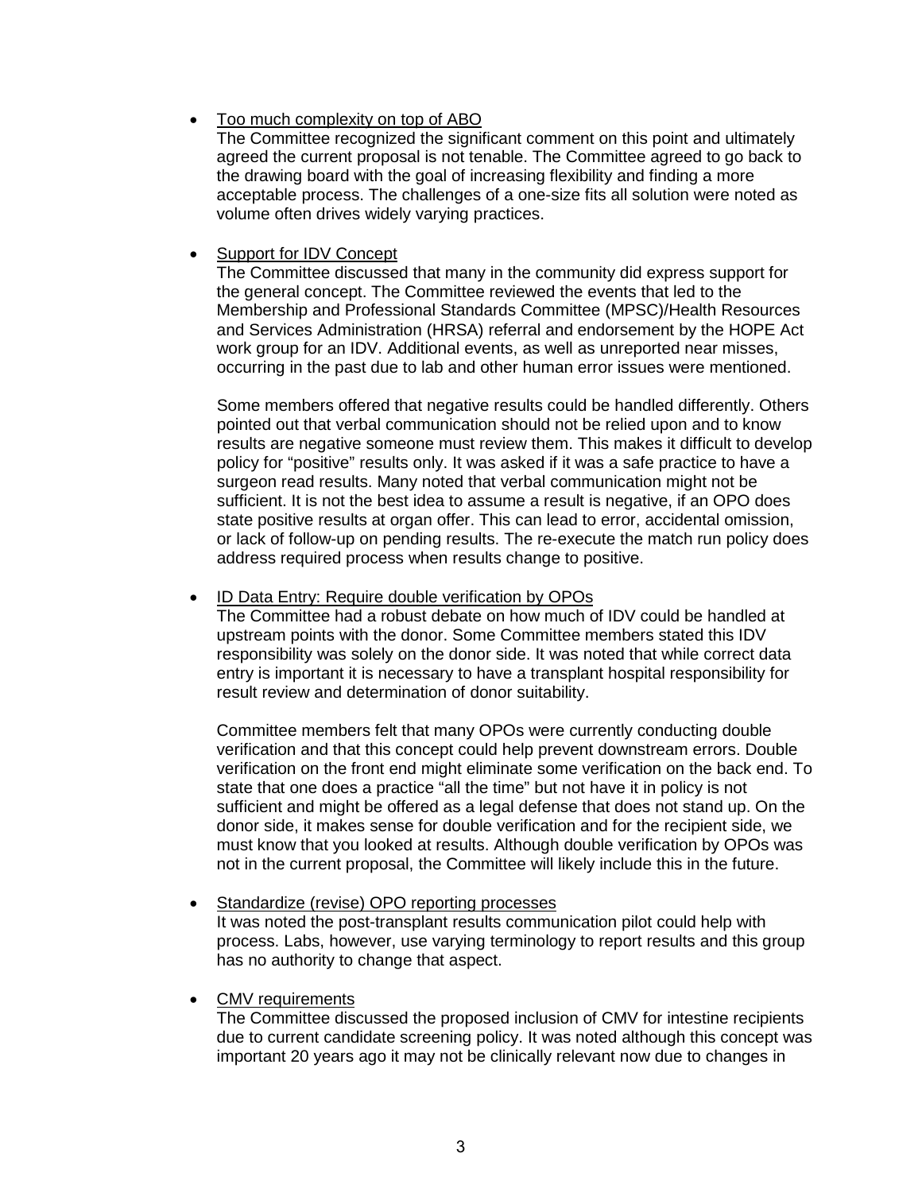- <u>Too much complexity on top of ABO</u>
  The Committee recognized the significant comment on this point and ultimately agreed the current proposal is not tenable. The Committee agreed to go back to the drawing board with the goal of increasing flexibility and finding a more acceptable process. The challenges of a one-size fits all solution were noted as volume often drives widely varying practices.

- <u>Support for IDV Concept</u>
  The Committee discussed that many in the community did express support for the general concept. The Committee reviewed the events that led to the Membership and Professional Standards Committee (MPSC)/Health Resources and Services Administration (HRSA) referral and endorsement by the HOPE Act work group for an IDV. Additional events, as well as unreported near misses, occurring in the past due to lab and other human error issues were mentioned.

  Some members offered that negative results could be handled differently. Others pointed out that verbal communication should not be relied upon and to know results are negative someone must review them. This makes it difficult to develop policy for "positive" results only. It was asked if it was a safe practice to have a surgeon read results. Many noted that verbal communication might not be sufficient. It is not the best idea to assume a result is negative, if an OPO does state positive results at organ offer. This can lead to error, accidental omission, or lack of follow-up on pending results. The re-execute the match run policy does address required process when results change to positive.

- <u>ID Data Entry: Require double verification by OPOs</u>
  The Committee had a robust debate on how much of IDV could be handled at upstream points with the donor. Some Committee members stated this IDV responsibility was solely on the donor side. It was noted that while correct data entry is important it is necessary to have a transplant hospital responsibility for result review and determination of donor suitability.

  Committee members felt that many OPOs were currently conducting double verification and that this concept could help prevent downstream errors. Double verification on the front end might eliminate some verification on the back end. To state that one does a practice "all the time" but not have it in policy is not sufficient and might be offered as a legal defense that does not stand up. On the donor side, it makes sense for double verification and for the recipient side, we must know that you looked at results. Although double verification by OPOs was not in the current proposal, the Committee will likely include this in the future.

- <u>Standardize (revise) OPO reporting processes</u>
  It was noted the post-transplant results communication pilot could help with process. Labs, however, use varying terminology to report results and this group has no authority to change that aspect.

- <u>CMV requirements</u>
  The Committee discussed the proposed inclusion of CMV for intestine recipients due to current candidate screening policy. It was noted although this concept was important 20 years ago it may not be clinically relevant now due to changes in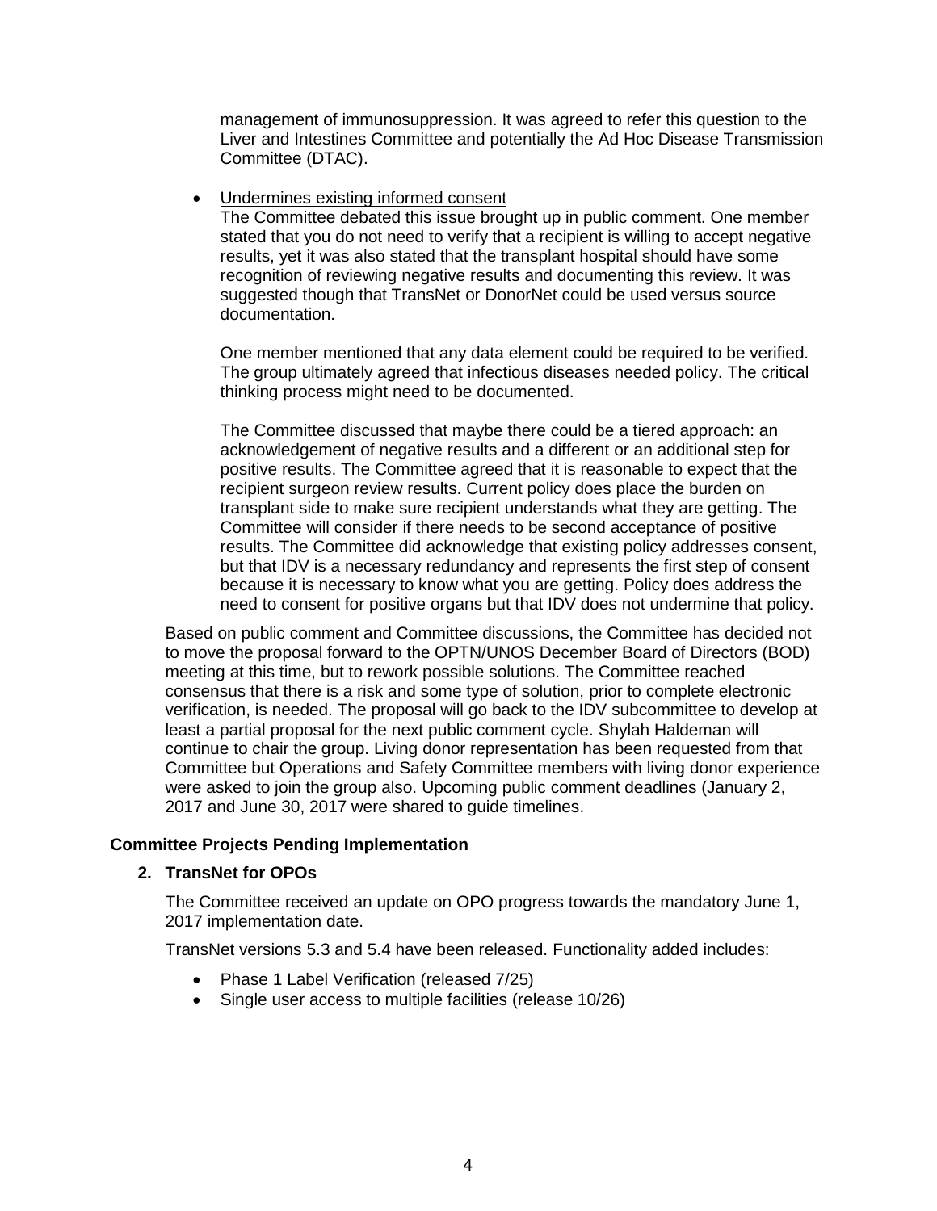management of immunosuppression. It was agreed to refer this question to the Liver and Intestines Committee and potentially the Ad Hoc Disease Transmission Committee (DTAC).

- Undermines existing informed consent

  The Committee debated this issue brought up in public comment. One member stated that you do not need to verify that a recipient is willing to accept negative results, yet it was also stated that the transplant hospital should have some recognition of reviewing negative results and documenting this review. It was suggested though that TransNet or DonorNet could be used versus source documentation.

  One member mentioned that any data element could be required to be verified. The group ultimately agreed that infectious diseases needed policy. The critical thinking process might need to be documented.

  The Committee discussed that maybe there could be a tiered approach: an acknowledgement of negative results and a different or an additional step for positive results. The Committee agreed that it is reasonable to expect that the recipient surgeon review results. Current policy does place the burden on transplant side to make sure recipient understands what they are getting. The Committee will consider if there needs to be second acceptance of positive results. The Committee did acknowledge that existing policy addresses consent, but that IDV is a necessary redundancy and represents the first step of consent because it is necessary to know what you are getting. Policy does address the need to consent for positive organs but that IDV does not undermine that policy.

Based on public comment and Committee discussions, the Committee has decided not to move the proposal forward to the OPTN/UNOS December Board of Directors (BOD) meeting at this time, but to rework possible solutions. The Committee reached consensus that there is a risk and some type of solution, prior to complete electronic verification, is needed. The proposal will go back to the IDV subcommittee to develop at least a partial proposal for the next public comment cycle. Shylah Haldeman will continue to chair the group. Living donor representation has been requested from that Committee but Operations and Safety Committee members with living donor experience were asked to join the group also. Upcoming public comment deadlines (January 2, 2017 and June 30, 2017 were shared to guide timelines.

### Committee Projects Pending Implementation

#### 2. TransNet for OPOs

The Committee received an update on OPO progress towards the mandatory June 1, 2017 implementation date.

TransNet versions 5.3 and 5.4 have been released. Functionality added includes:

- Phase 1 Label Verification (released 7/25)
- Single user access to multiple facilities (release 10/26)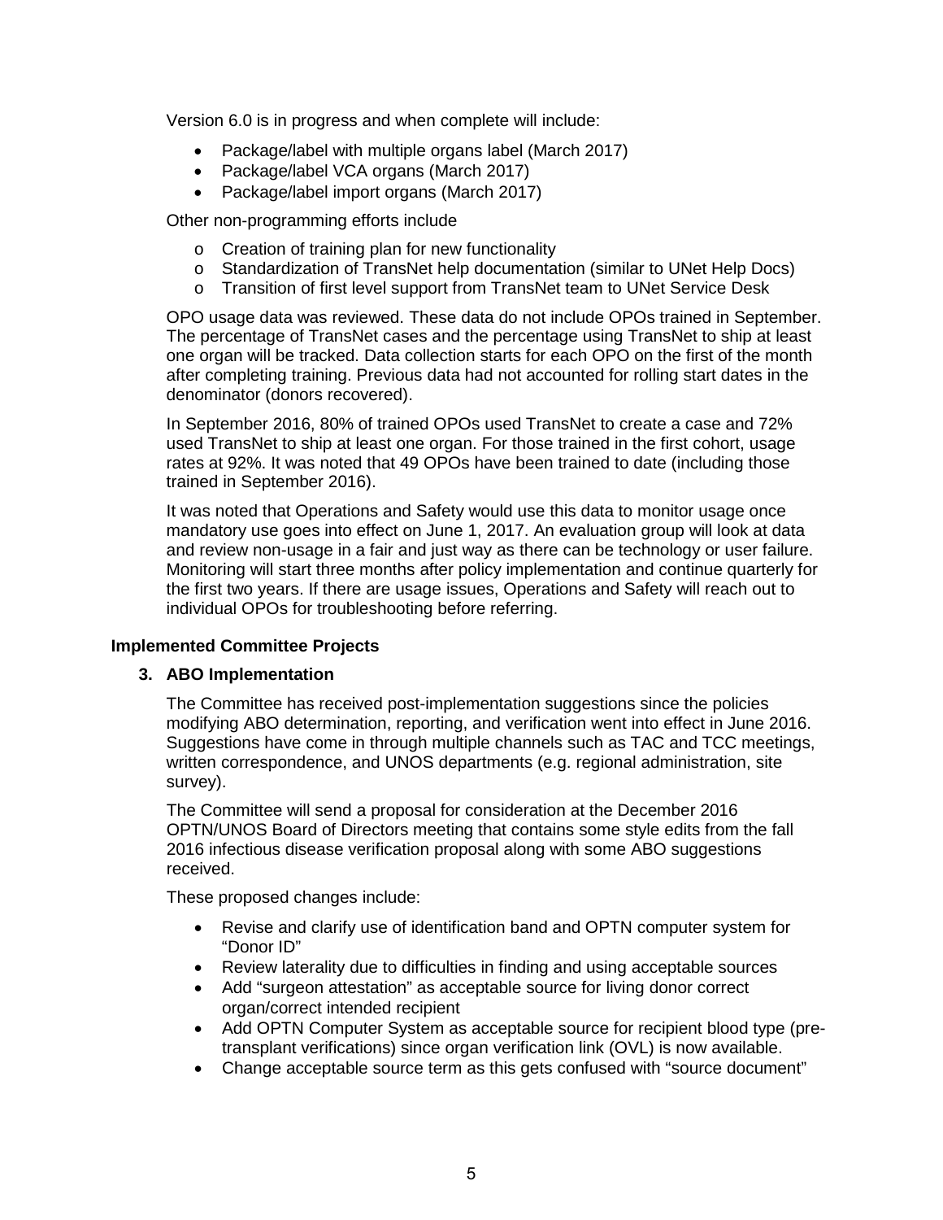Version 6.0 is in progress and when complete will include:

- Package/label with multiple organs label (March 2017)
- Package/label VCA organs (March 2017)
- Package/label import organs (March 2017)

Other non-programming efforts include

- Creation of training plan for new functionality
- Standardization of TransNet help documentation (similar to UNet Help Docs)
- Transition of first level support from TransNet team to UNet Service Desk

OPO usage data was reviewed. These data do not include OPOs trained in September. The percentage of TransNet cases and the percentage using TransNet to ship at least one organ will be tracked. Data collection starts for each OPO on the first of the month after completing training. Previous data had not accounted for rolling start dates in the denominator (donors recovered).

In September 2016, 80% of trained OPOs used TransNet to create a case and 72% used TransNet to ship at least one organ. For those trained in the first cohort, usage rates at 92%. It was noted that 49 OPOs have been trained to date (including those trained in September 2016).

It was noted that Operations and Safety would use this data to monitor usage once mandatory use goes into effect on June 1, 2017. An evaluation group will look at data and review non-usage in a fair and just way as there can be technology or user failure. Monitoring will start three months after policy implementation and continue quarterly for the first two years. If there are usage issues, Operations and Safety will reach out to individual OPOs for troubleshooting before referring.

## Implemented Committee Projects

### 3. ABO Implementation

The Committee has received post-implementation suggestions since the policies modifying ABO determination, reporting, and verification went into effect in June 2016. Suggestions have come in through multiple channels such as TAC and TCC meetings, written correspondence, and UNOS departments (e.g. regional administration, site survey).

The Committee will send a proposal for consideration at the December 2016 OPTN/UNOS Board of Directors meeting that contains some style edits from the fall 2016 infectious disease verification proposal along with some ABO suggestions received.

These proposed changes include:

- Revise and clarify use of identification band and OPTN computer system for "Donor ID"
- Review laterality due to difficulties in finding and using acceptable sources
- Add "surgeon attestation" as acceptable source for living donor correct organ/correct intended recipient
- Add OPTN Computer System as acceptable source for recipient blood type (pre-transplant verifications) since organ verification link (OVL) is now available.
- Change acceptable source term as this gets confused with "source document"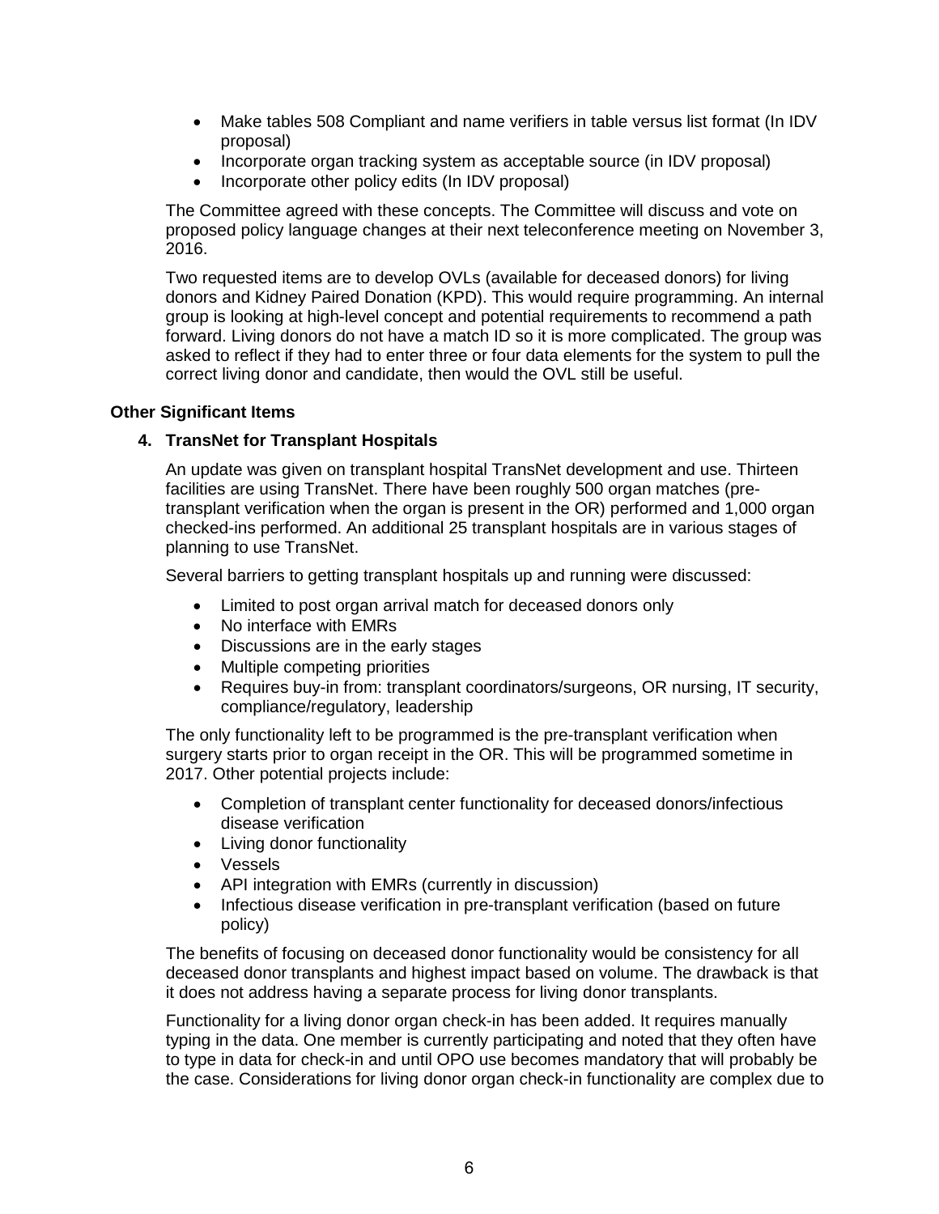- Make tables 508 Compliant and name verifiers in table versus list format (In IDV proposal)
- Incorporate organ tracking system as acceptable source (in IDV proposal)
- Incorporate other policy edits (In IDV proposal)

The Committee agreed with these concepts. The Committee will discuss and vote on proposed policy language changes at their next teleconference meeting on November 3, 2016.

Two requested items are to develop OVLs (available for deceased donors) for living donors and Kidney Paired Donation (KPD). This would require programming. An internal group is looking at high-level concept and potential requirements to recommend a path forward. Living donors do not have a match ID so it is more complicated. The group was asked to reflect if they had to enter three or four data elements for the system to pull the correct living donor and candidate, then would the OVL still be useful.

### Other Significant Items

#### 4. TransNet for Transplant Hospitals

An update was given on transplant hospital TransNet development and use. Thirteen facilities are using TransNet. There have been roughly 500 organ matches (pre-transplant verification when the organ is present in the OR) performed and 1,000 organ checked-ins performed. An additional 25 transplant hospitals are in various stages of planning to use TransNet.

Several barriers to getting transplant hospitals up and running were discussed:

- Limited to post organ arrival match for deceased donors only
- No interface with EMRs
- Discussions are in the early stages
- Multiple competing priorities
- Requires buy-in from: transplant coordinators/surgeons, OR nursing, IT security, compliance/regulatory, leadership

The only functionality left to be programmed is the pre-transplant verification when surgery starts prior to organ receipt in the OR. This will be programmed sometime in 2017. Other potential projects include:

- Completion of transplant center functionality for deceased donors/infectious disease verification
- Living donor functionality
- Vessels
- API integration with EMRs (currently in discussion)
- Infectious disease verification in pre-transplant verification (based on future policy)

The benefits of focusing on deceased donor functionality would be consistency for all deceased donor transplants and highest impact based on volume. The drawback is that it does not address having a separate process for living donor transplants.

Functionality for a living donor organ check-in has been added. It requires manually typing in the data. One member is currently participating and noted that they often have to type in data for check-in and until OPO use becomes mandatory that will probably be the case. Considerations for living donor organ check-in functionality are complex due to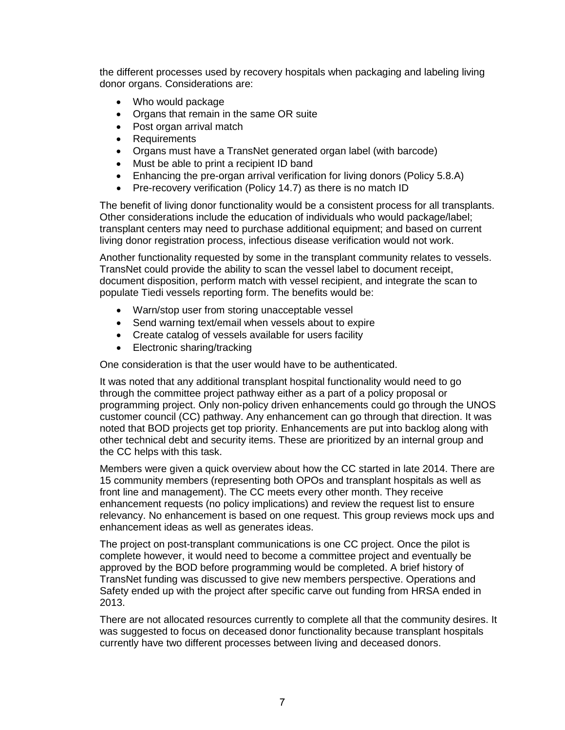the different processes used by recovery hospitals when packaging and labeling living donor organs. Considerations are:

- Who would package
- Organs that remain in the same OR suite
- Post organ arrival match
- Requirements
- Organs must have a TransNet generated organ label (with barcode)
- Must be able to print a recipient ID band
- Enhancing the pre-organ arrival verification for living donors (Policy 5.8.A)
- Pre-recovery verification (Policy 14.7) as there is no match ID

The benefit of living donor functionality would be a consistent process for all transplants. Other considerations include the education of individuals who would package/label; transplant centers may need to purchase additional equipment; and based on current living donor registration process, infectious disease verification would not work.

Another functionality requested by some in the transplant community relates to vessels. TransNet could provide the ability to scan the vessel label to document receipt, document disposition, perform match with vessel recipient, and integrate the scan to populate Tiedi vessels reporting form. The benefits would be:

- Warn/stop user from storing unacceptable vessel
- Send warning text/email when vessels about to expire
- Create catalog of vessels available for users facility
- Electronic sharing/tracking

One consideration is that the user would have to be authenticated.

It was noted that any additional transplant hospital functionality would need to go through the committee project pathway either as a part of a policy proposal or programming project. Only non-policy driven enhancements could go through the UNOS customer council (CC) pathway. Any enhancement can go through that direction. It was noted that BOD projects get top priority. Enhancements are put into backlog along with other technical debt and security items. These are prioritized by an internal group and the CC helps with this task.

Members were given a quick overview about how the CC started in late 2014. There are 15 community members (representing both OPOs and transplant hospitals as well as front line and management). The CC meets every other month. They receive enhancement requests (no policy implications) and review the request list to ensure relevancy. No enhancement is based on one request. This group reviews mock ups and enhancement ideas as well as generates ideas.

The project on post-transplant communications is one CC project. Once the pilot is complete however, it would need to become a committee project and eventually be approved by the BOD before programming would be completed. A brief history of TransNet funding was discussed to give new members perspective. Operations and Safety ended up with the project after specific carve out funding from HRSA ended in 2013.

There are not allocated resources currently to complete all that the community desires. It was suggested to focus on deceased donor functionality because transplant hospitals currently have two different processes between living and deceased donors.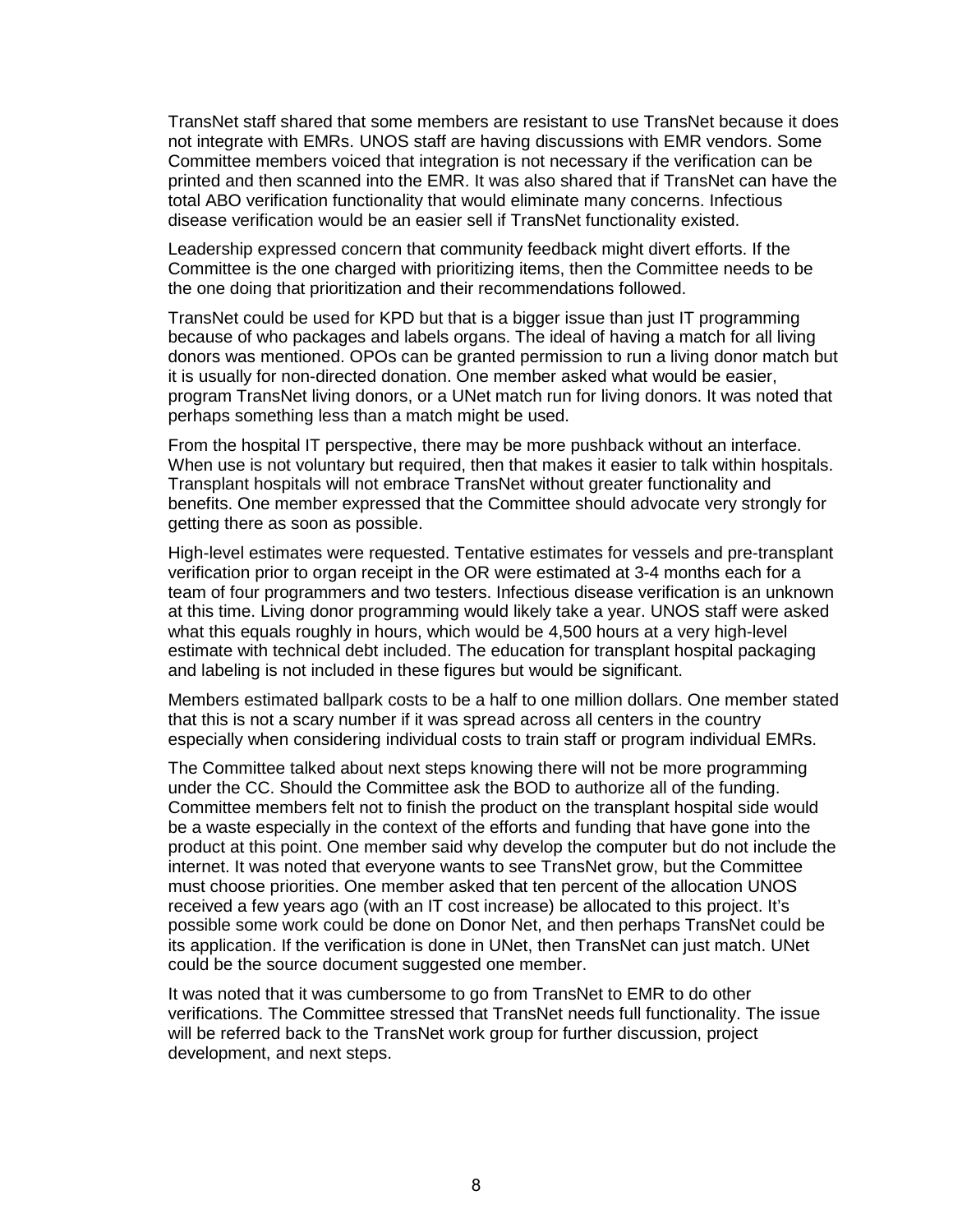TransNet staff shared that some members are resistant to use TransNet because it does not integrate with EMRs. UNOS staff are having discussions with EMR vendors. Some Committee members voiced that integration is not necessary if the verification can be printed and then scanned into the EMR. It was also shared that if TransNet can have the total ABO verification functionality that would eliminate many concerns. Infectious disease verification would be an easier sell if TransNet functionality existed.

Leadership expressed concern that community feedback might divert efforts. If the Committee is the one charged with prioritizing items, then the Committee needs to be the one doing that prioritization and their recommendations followed.

TransNet could be used for KPD but that is a bigger issue than just IT programming because of who packages and labels organs. The ideal of having a match for all living donors was mentioned. OPOs can be granted permission to run a living donor match but it is usually for non-directed donation. One member asked what would be easier, program TransNet living donors, or a UNet match run for living donors. It was noted that perhaps something less than a match might be used.

From the hospital IT perspective, there may be more pushback without an interface. When use is not voluntary but required, then that makes it easier to talk within hospitals. Transplant hospitals will not embrace TransNet without greater functionality and benefits. One member expressed that the Committee should advocate very strongly for getting there as soon as possible.

High-level estimates were requested. Tentative estimates for vessels and pre-transplant verification prior to organ receipt in the OR were estimated at 3-4 months each for a team of four programmers and two testers. Infectious disease verification is an unknown at this time. Living donor programming would likely take a year. UNOS staff were asked what this equals roughly in hours, which would be 4,500 hours at a very high-level estimate with technical debt included. The education for transplant hospital packaging and labeling is not included in these figures but would be significant.

Members estimated ballpark costs to be a half to one million dollars. One member stated that this is not a scary number if it was spread across all centers in the country especially when considering individual costs to train staff or program individual EMRs.

The Committee talked about next steps knowing there will not be more programming under the CC. Should the Committee ask the BOD to authorize all of the funding. Committee members felt not to finish the product on the transplant hospital side would be a waste especially in the context of the efforts and funding that have gone into the product at this point. One member said why develop the computer but do not include the internet. It was noted that everyone wants to see TransNet grow, but the Committee must choose priorities. One member asked that ten percent of the allocation UNOS received a few years ago (with an IT cost increase) be allocated to this project. It's possible some work could be done on Donor Net, and then perhaps TransNet could be its application. If the verification is done in UNet, then TransNet can just match. UNet could be the source document suggested one member.

It was noted that it was cumbersome to go from TransNet to EMR to do other verifications. The Committee stressed that TransNet needs full functionality. The issue will be referred back to the TransNet work group for further discussion, project development, and next steps.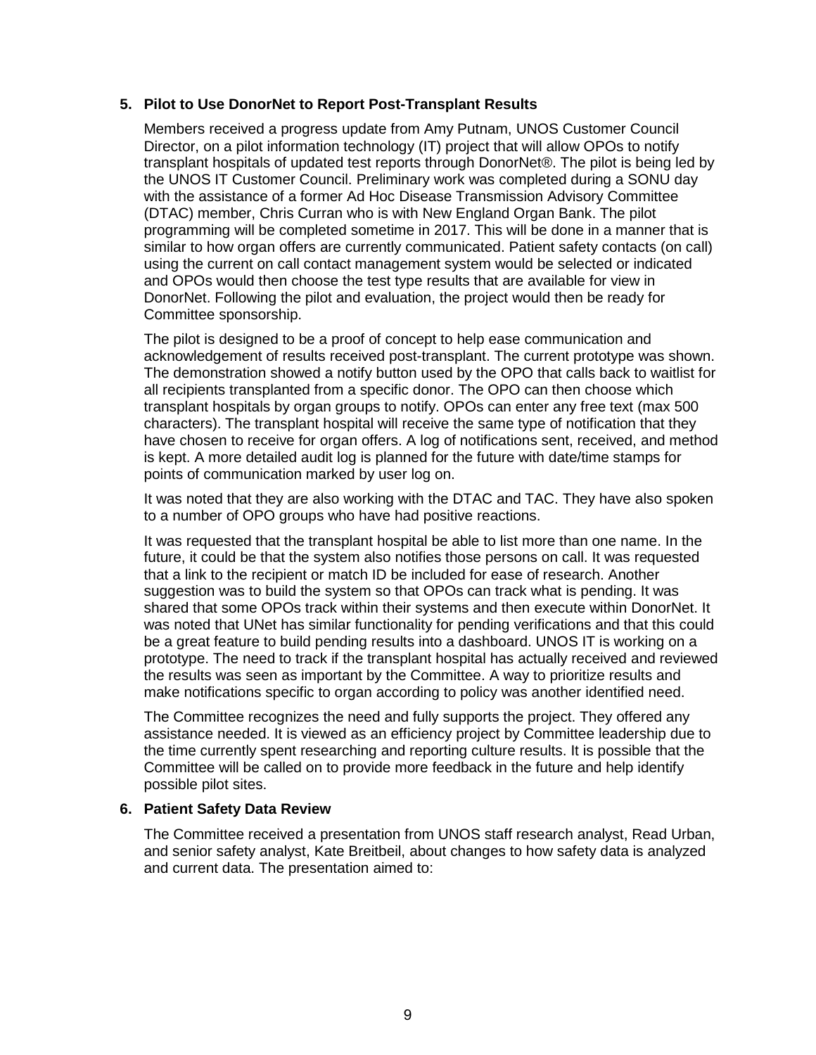**5. Pilot to Use DonorNet to Report Post-Transplant Results**

Members received a progress update from Amy Putnam, UNOS Customer Council Director, on a pilot information technology (IT) project that will allow OPOs to notify transplant hospitals of updated test reports through DonorNet®. The pilot is being led by the UNOS IT Customer Council. Preliminary work was completed during a SONU day with the assistance of a former Ad Hoc Disease Transmission Advisory Committee (DTAC) member, Chris Curran who is with New England Organ Bank. The pilot programming will be completed sometime in 2017. This will be done in a manner that is similar to how organ offers are currently communicated. Patient safety contacts (on call) using the current on call contact management system would be selected or indicated and OPOs would then choose the test type results that are available for view in DonorNet. Following the pilot and evaluation, the project would then be ready for Committee sponsorship.

The pilot is designed to be a proof of concept to help ease communication and acknowledgement of results received post-transplant. The current prototype was shown. The demonstration showed a notify button used by the OPO that calls back to waitlist for all recipients transplanted from a specific donor. The OPO can then choose which transplant hospitals by organ groups to notify. OPOs can enter any free text (max 500 characters). The transplant hospital will receive the same type of notification that they have chosen to receive for organ offers. A log of notifications sent, received, and method is kept. A more detailed audit log is planned for the future with date/time stamps for points of communication marked by user log on.

It was noted that they are also working with the DTAC and TAC. They have also spoken to a number of OPO groups who have had positive reactions.

It was requested that the transplant hospital be able to list more than one name. In the future, it could be that the system also notifies those persons on call. It was requested that a link to the recipient or match ID be included for ease of research. Another suggestion was to build the system so that OPOs can track what is pending. It was shared that some OPOs track within their systems and then execute within DonorNet. It was noted that UNet has similar functionality for pending verifications and that this could be a great feature to build pending results into a dashboard. UNOS IT is working on a prototype. The need to track if the transplant hospital has actually received and reviewed the results was seen as important by the Committee. A way to prioritize results and make notifications specific to organ according to policy was another identified need.

The Committee recognizes the need and fully supports the project. They offered any assistance needed. It is viewed as an efficiency project by Committee leadership due to the time currently spent researching and reporting culture results. It is possible that the Committee will be called on to provide more feedback in the future and help identify possible pilot sites.

**6. Patient Safety Data Review**

The Committee received a presentation from UNOS staff research analyst, Read Urban, and senior safety analyst, Kate Breitbeil, about changes to how safety data is analyzed and current data. The presentation aimed to: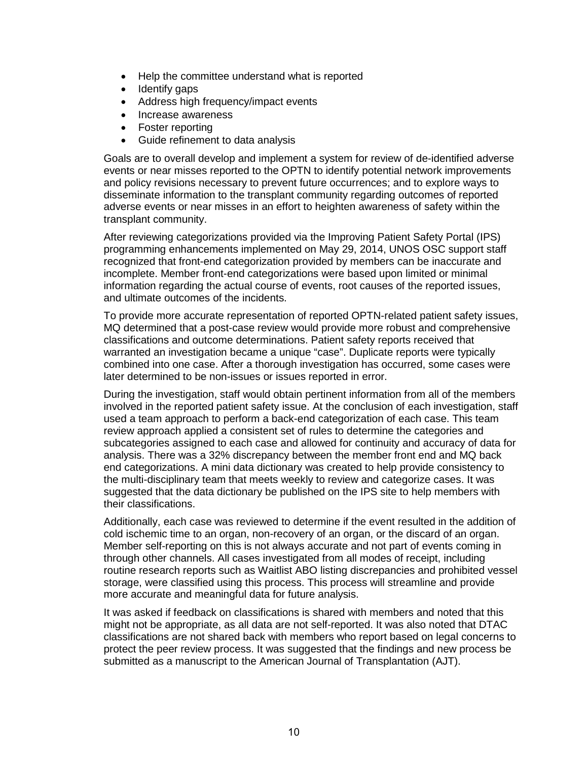- Help the committee understand what is reported
- Identify gaps
- Address high frequency/impact events
- Increase awareness
- Foster reporting
- Guide refinement to data analysis

Goals are to overall develop and implement a system for review of de-identified adverse events or near misses reported to the OPTN to identify potential network improvements and policy revisions necessary to prevent future occurrences; and to explore ways to disseminate information to the transplant community regarding outcomes of reported adverse events or near misses in an effort to heighten awareness of safety within the transplant community.

After reviewing categorizations provided via the Improving Patient Safety Portal (IPS) programming enhancements implemented on May 29, 2014, UNOS OSC support staff recognized that front-end categorization provided by members can be inaccurate and incomplete. Member front-end categorizations were based upon limited or minimal information regarding the actual course of events, root causes of the reported issues, and ultimate outcomes of the incidents.

To provide more accurate representation of reported OPTN-related patient safety issues, MQ determined that a post-case review would provide more robust and comprehensive classifications and outcome determinations. Patient safety reports received that warranted an investigation became a unique "case". Duplicate reports were typically combined into one case. After a thorough investigation has occurred, some cases were later determined to be non-issues or issues reported in error.

During the investigation, staff would obtain pertinent information from all of the members involved in the reported patient safety issue. At the conclusion of each investigation, staff used a team approach to perform a back-end categorization of each case. This team review approach applied a consistent set of rules to determine the categories and subcategories assigned to each case and allowed for continuity and accuracy of data for analysis. There was a 32% discrepancy between the member front end and MQ back end categorizations. A mini data dictionary was created to help provide consistency to the multi-disciplinary team that meets weekly to review and categorize cases. It was suggested that the data dictionary be published on the IPS site to help members with their classifications.

Additionally, each case was reviewed to determine if the event resulted in the addition of cold ischemic time to an organ, non-recovery of an organ, or the discard of an organ. Member self-reporting on this is not always accurate and not part of events coming in through other channels. All cases investigated from all modes of receipt, including routine research reports such as Waitlist ABO listing discrepancies and prohibited vessel storage, were classified using this process. This process will streamline and provide more accurate and meaningful data for future analysis.

It was asked if feedback on classifications is shared with members and noted that this might not be appropriate, as all data are not self-reported. It was also noted that DTAC classifications are not shared back with members who report based on legal concerns to protect the peer review process. It was suggested that the findings and new process be submitted as a manuscript to the American Journal of Transplantation (AJT).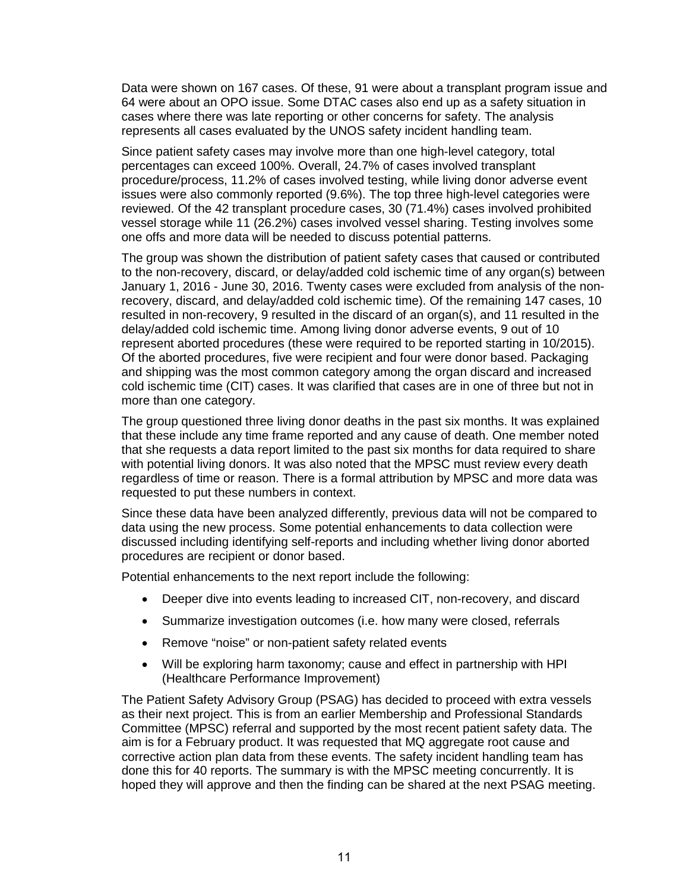Data were shown on 167 cases. Of these, 91 were about a transplant program issue and 64 were about an OPO issue. Some DTAC cases also end up as a safety situation in cases where there was late reporting or other concerns for safety. The analysis represents all cases evaluated by the UNOS safety incident handling team.

Since patient safety cases may involve more than one high-level category, total percentages can exceed 100%. Overall, 24.7% of cases involved transplant procedure/process, 11.2% of cases involved testing, while living donor adverse event issues were also commonly reported (9.6%). The top three high-level categories were reviewed. Of the 42 transplant procedure cases, 30 (71.4%) cases involved prohibited vessel storage while 11 (26.2%) cases involved vessel sharing. Testing involves some one offs and more data will be needed to discuss potential patterns.

The group was shown the distribution of patient safety cases that caused or contributed to the non-recovery, discard, or delay/added cold ischemic time of any organ(s) between January 1, 2016 - June 30, 2016. Twenty cases were excluded from analysis of the non-recovery, discard, and delay/added cold ischemic time). Of the remaining 147 cases, 10 resulted in non-recovery, 9 resulted in the discard of an organ(s), and 11 resulted in the delay/added cold ischemic time. Among living donor adverse events, 9 out of 10 represent aborted procedures (these were required to be reported starting in 10/2015). Of the aborted procedures, five were recipient and four were donor based. Packaging and shipping was the most common category among the organ discard and increased cold ischemic time (CIT) cases. It was clarified that cases are in one of three but not in more than one category.

The group questioned three living donor deaths in the past six months. It was explained that these include any time frame reported and any cause of death. One member noted that she requests a data report limited to the past six months for data required to share with potential living donors. It was also noted that the MPSC must review every death regardless of time or reason. There is a formal attribution by MPSC and more data was requested to put these numbers in context.

Since these data have been analyzed differently, previous data will not be compared to data using the new process. Some potential enhancements to data collection were discussed including identifying self-reports and including whether living donor aborted procedures are recipient or donor based.

Potential enhancements to the next report include the following:

- Deeper dive into events leading to increased CIT, non-recovery, and discard
- Summarize investigation outcomes (i.e. how many were closed, referrals
- Remove "noise" or non-patient safety related events
- Will be exploring harm taxonomy; cause and effect in partnership with HPI (Healthcare Performance Improvement)

The Patient Safety Advisory Group (PSAG) has decided to proceed with extra vessels as their next project. This is from an earlier Membership and Professional Standards Committee (MPSC) referral and supported by the most recent patient safety data. The aim is for a February product. It was requested that MQ aggregate root cause and corrective action plan data from these events. The safety incident handling team has done this for 40 reports. The summary is with the MPSC meeting concurrently. It is hoped they will approve and then the finding can be shared at the next PSAG meeting.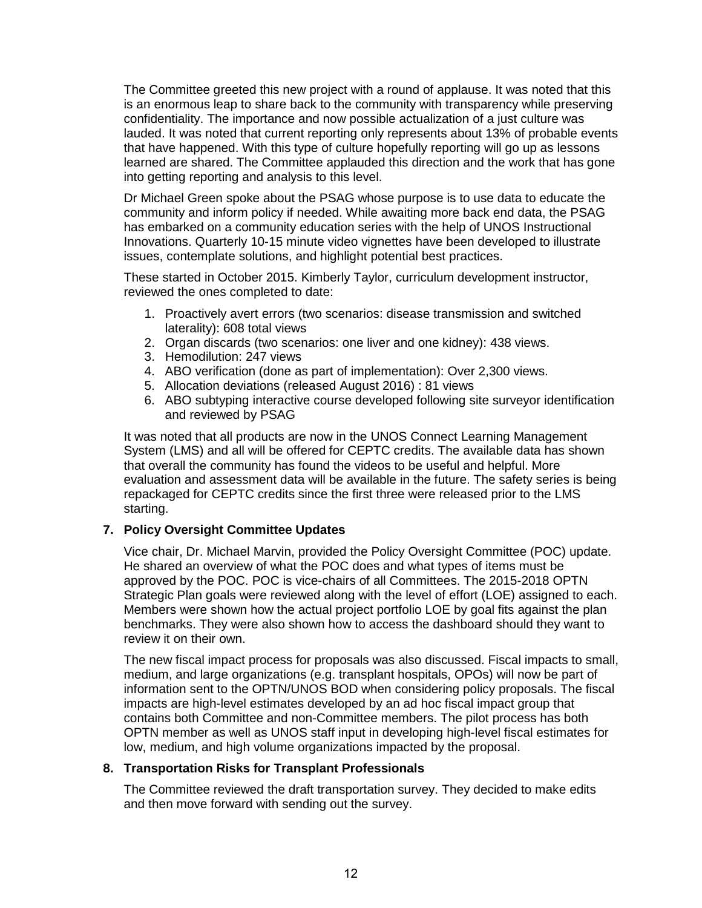The Committee greeted this new project with a round of applause. It was noted that this is an enormous leap to share back to the community with transparency while preserving confidentiality. The importance and now possible actualization of a just culture was lauded. It was noted that current reporting only represents about 13% of probable events that have happened. With this type of culture hopefully reporting will go up as lessons learned are shared. The Committee applauded this direction and the work that has gone into getting reporting and analysis to this level.

Dr Michael Green spoke about the PSAG whose purpose is to use data to educate the community and inform policy if needed. While awaiting more back end data, the PSAG has embarked on a community education series with the help of UNOS Instructional Innovations. Quarterly 10-15 minute video vignettes have been developed to illustrate issues, contemplate solutions, and highlight potential best practices.

These started in October 2015. Kimberly Taylor, curriculum development instructor, reviewed the ones completed to date:

1. Proactively avert errors (two scenarios: disease transmission and switched laterality): 608 total views
2. Organ discards (two scenarios: one liver and one kidney): 438 views.
3. Hemodilution: 247 views
4. ABO verification (done as part of implementation): Over 2,300 views.
5. Allocation deviations (released August 2016) : 81 views
6. ABO subtyping interactive course developed following site surveyor identification and reviewed by PSAG

It was noted that all products are now in the UNOS Connect Learning Management System (LMS) and all will be offered for CEPTC credits. The available data has shown that overall the community has found the videos to be useful and helpful. More evaluation and assessment data will be available in the future. The safety series is being repackaged for CEPTC credits since the first three were released prior to the LMS starting.

**7. Policy Oversight Committee Updates**

Vice chair, Dr. Michael Marvin, provided the Policy Oversight Committee (POC) update. He shared an overview of what the POC does and what types of items must be approved by the POC. POC is vice-chairs of all Committees. The 2015-2018 OPTN Strategic Plan goals were reviewed along with the level of effort (LOE) assigned to each. Members were shown how the actual project portfolio LOE by goal fits against the plan benchmarks. They were also shown how to access the dashboard should they want to review it on their own.

The new fiscal impact process for proposals was also discussed. Fiscal impacts to small, medium, and large organizations (e.g. transplant hospitals, OPOs) will now be part of information sent to the OPTN/UNOS BOD when considering policy proposals. The fiscal impacts are high-level estimates developed by an ad hoc fiscal impact group that contains both Committee and non-Committee members. The pilot process has both OPTN member as well as UNOS staff input in developing high-level fiscal estimates for low, medium, and high volume organizations impacted by the proposal.

**8. Transportation Risks for Transplant Professionals**

The Committee reviewed the draft transportation survey. They decided to make edits and then move forward with sending out the survey.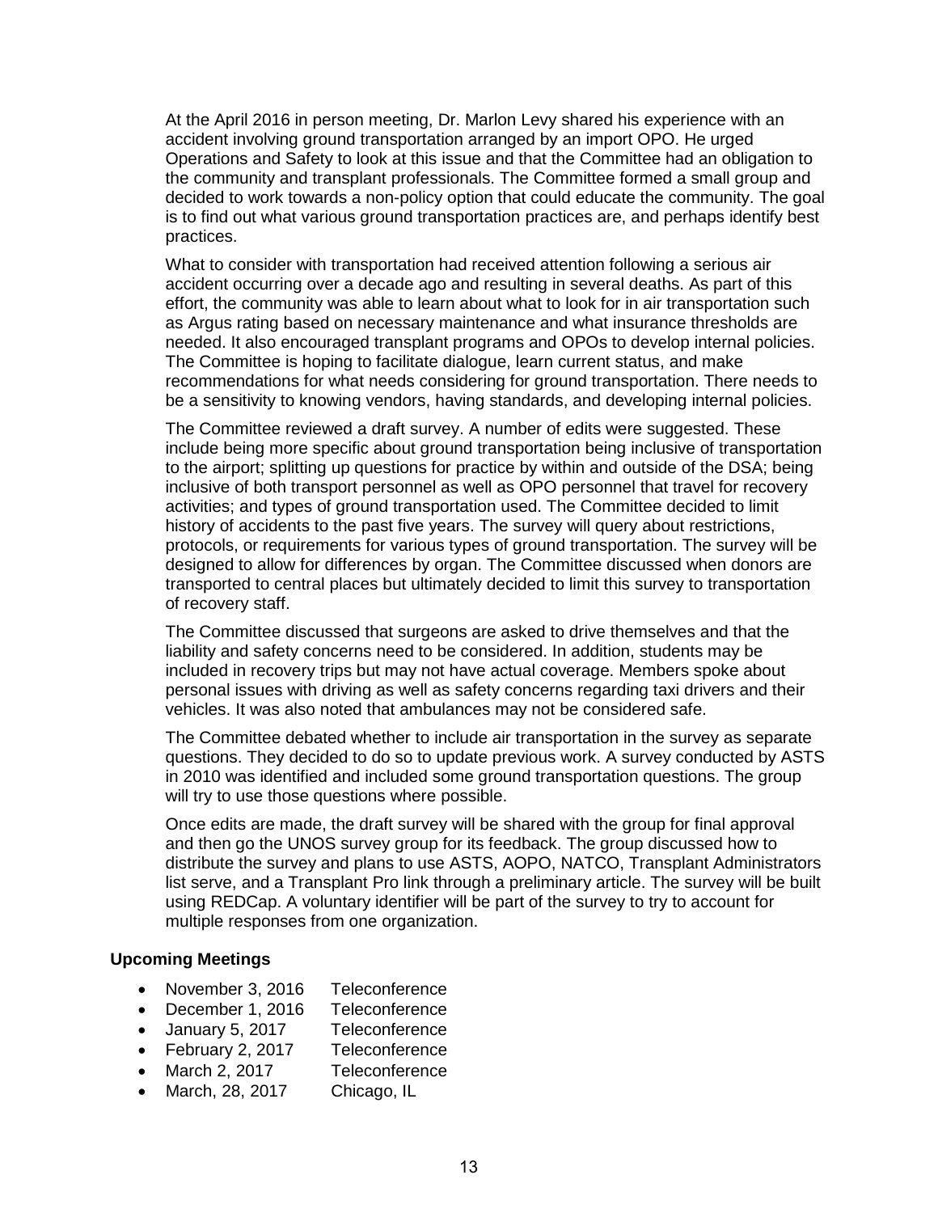At the April 2016 in person meeting, Dr. Marlon Levy shared his experience with an accident involving ground transportation arranged by an import OPO. He urged Operations and Safety to look at this issue and that the Committee had an obligation to the community and transplant professionals. The Committee formed a small group and decided to work towards a non-policy option that could educate the community. The goal is to find out what various ground transportation practices are, and perhaps identify best practices.

What to consider with transportation had received attention following a serious air accident occurring over a decade ago and resulting in several deaths. As part of this effort, the community was able to learn about what to look for in air transportation such as Argus rating based on necessary maintenance and what insurance thresholds are needed. It also encouraged transplant programs and OPOs to develop internal policies. The Committee is hoping to facilitate dialogue, learn current status, and make recommendations for what needs considering for ground transportation. There needs to be a sensitivity to knowing vendors, having standards, and developing internal policies.

The Committee reviewed a draft survey. A number of edits were suggested. These include being more specific about ground transportation being inclusive of transportation to the airport; splitting up questions for practice by within and outside of the DSA; being inclusive of both transport personnel as well as OPO personnel that travel for recovery activities; and types of ground transportation used. The Committee decided to limit history of accidents to the past five years. The survey will query about restrictions, protocols, or requirements for various types of ground transportation. The survey will be designed to allow for differences by organ. The Committee discussed when donors are transported to central places but ultimately decided to limit this survey to transportation of recovery staff.

The Committee discussed that surgeons are asked to drive themselves and that the liability and safety concerns need to be considered. In addition, students may be included in recovery trips but may not have actual coverage. Members spoke about personal issues with driving as well as safety concerns regarding taxi drivers and their vehicles. It was also noted that ambulances may not be considered safe.

The Committee debated whether to include air transportation in the survey as separate questions. They decided to do so to update previous work. A survey conducted by ASTS in 2010 was identified and included some ground transportation questions. The group will try to use those questions where possible.

Once edits are made, the draft survey will be shared with the group for final approval and then go the UNOS survey group for its feedback. The group discussed how to distribute the survey and plans to use ASTS, AOPO, NATCO, Transplant Administrators list serve, and a Transplant Pro link through a preliminary article. The survey will be built using REDCap. A voluntary identifier will be part of the survey to try to account for multiple responses from one organization.

### Upcoming Meetings

- November 3, 2016 Teleconference
- December 1, 2016 Teleconference
- January 5, 2017 Teleconference
- February 2, 2017 Teleconference
- March 2, 2017 Teleconference
- March, 28, 2017 Chicago, IL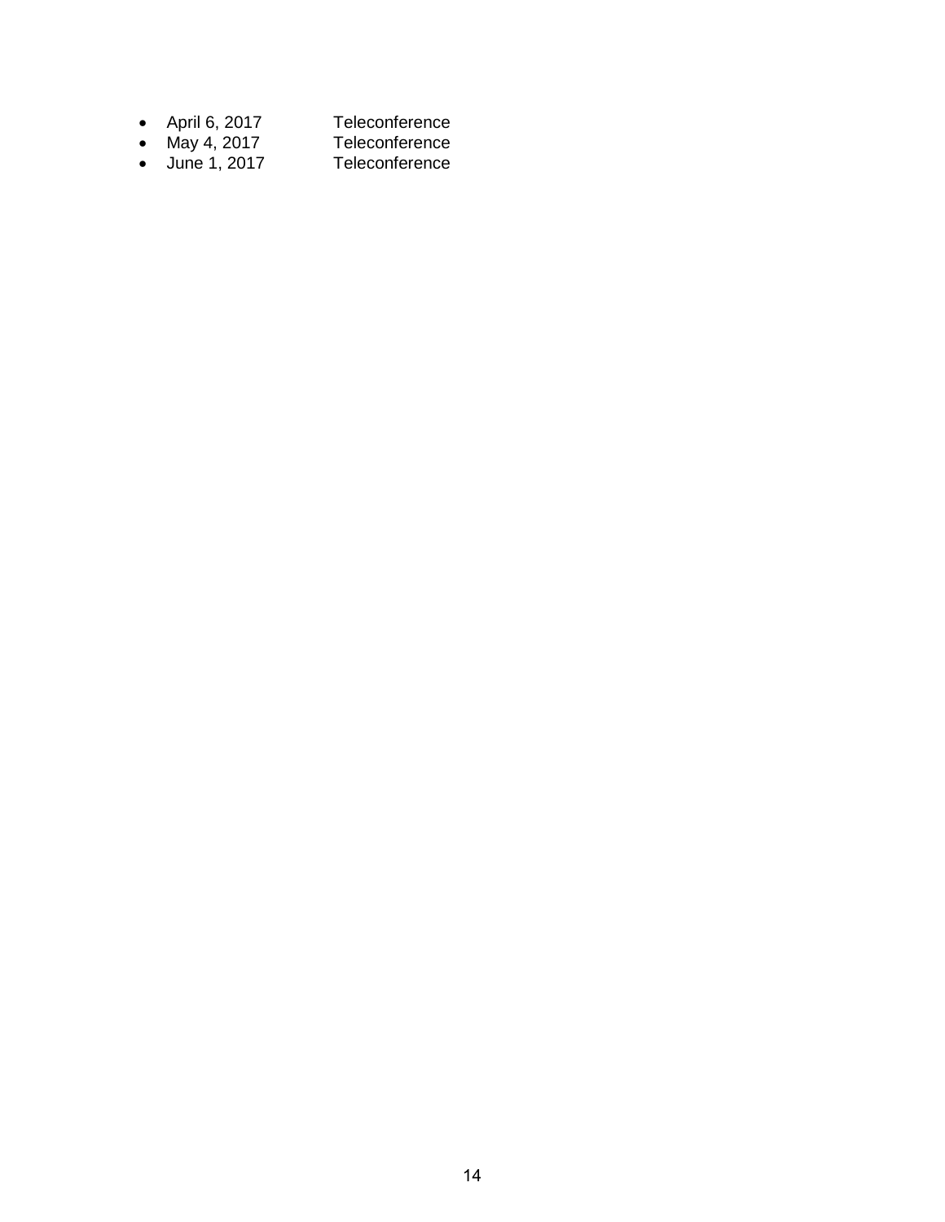- April 6, 2017 Teleconference
- May 4, 2017 Teleconference
- June 1, 2017 Teleconference